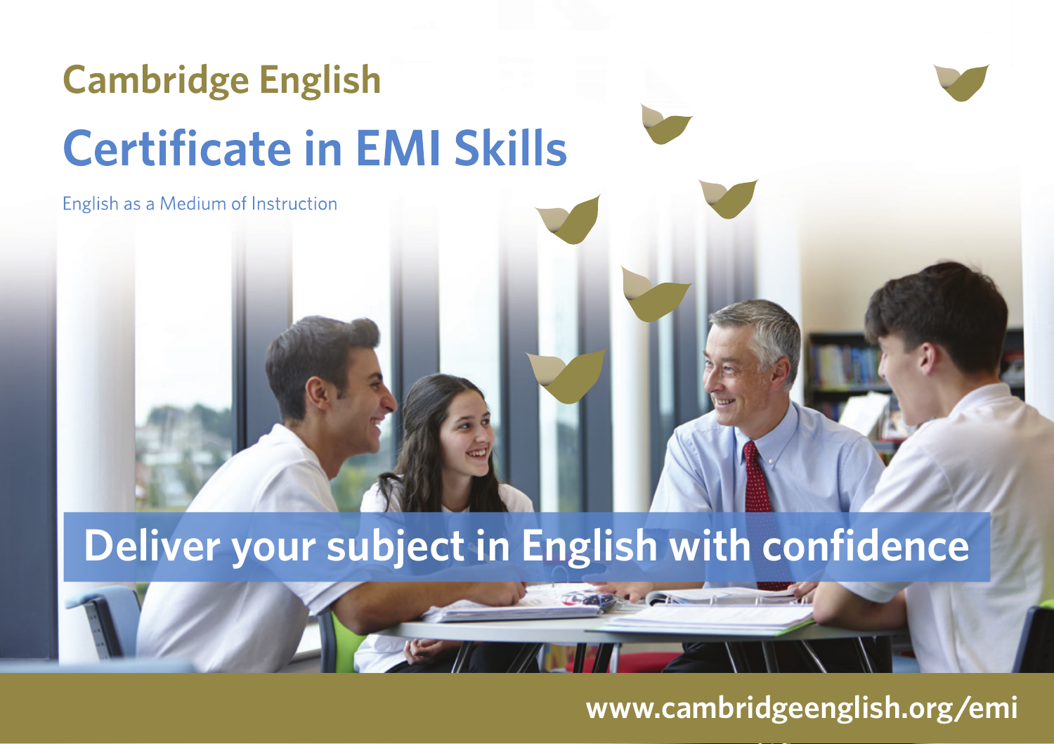# Cambridge English

# Certificate in EMI Skills

English as a Medium of Instruction

**Deliver your subject in English with confidence**

www.cambridgeenglish.org/emi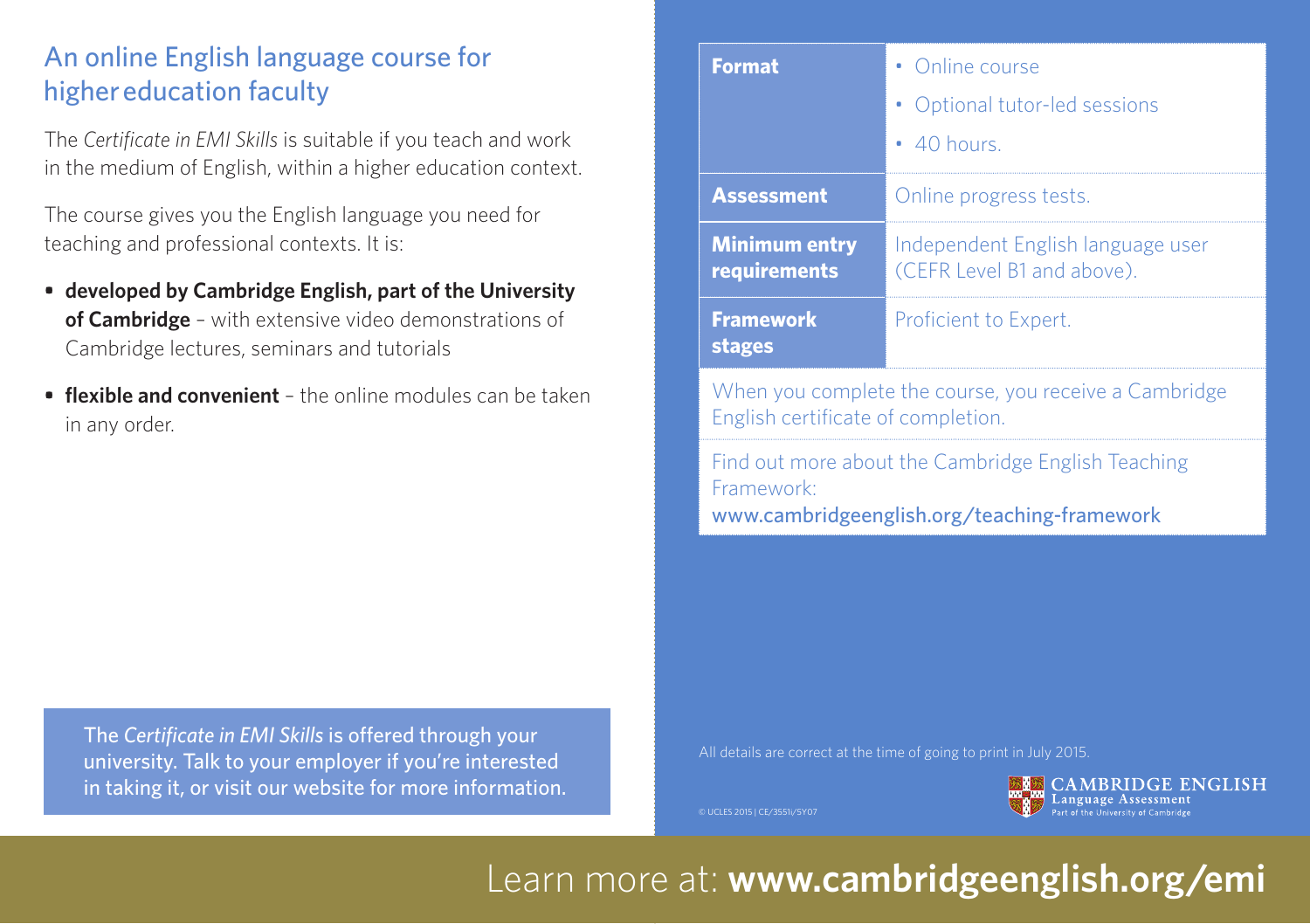## An online English language course for higher education faculty

The *Certificate in EMI Skills* is suitable if you teach and work in the medium of English, within a higher education context.

The course gives you the English language you need for teaching and professional contexts. It is:

- **developed by Cambridge English, part of the University of Cambridge** – with extensive video demonstrations of Cambridge lectures, seminars and tutorials
- **flexible and convenient** – the online modules can be taken in any order.

The *Certificate in EMI Skills* is offered through your university. Talk to your employer if you're interested in taking it, or visit our website for more information.

| | |
|---|---|
| **Format** | • Online course<br>• Optional tutor-led sessions<br>• 40 hours. |
| **Assessment** | Online progress tests. |
| **Minimum entry requirements** | Independent English language user (CEFR Level B1 and above). |
| **Framework stages** | Proficient to Expert. |

When you complete the course, you receive a Cambridge English certificate of completion.

Find out more about the Cambridge English Teaching Framework:
www.cambridgeenglish.org/teaching-framework

All details are correct at the time of going to print in July 2015.

© UCLES 2015 | CE/3551/5Y07

CAMBRIDGE ENGLISH
Language Assessment
Part of the University of Cambridge

Learn more at: **www.cambridgeenglish.org/emi**